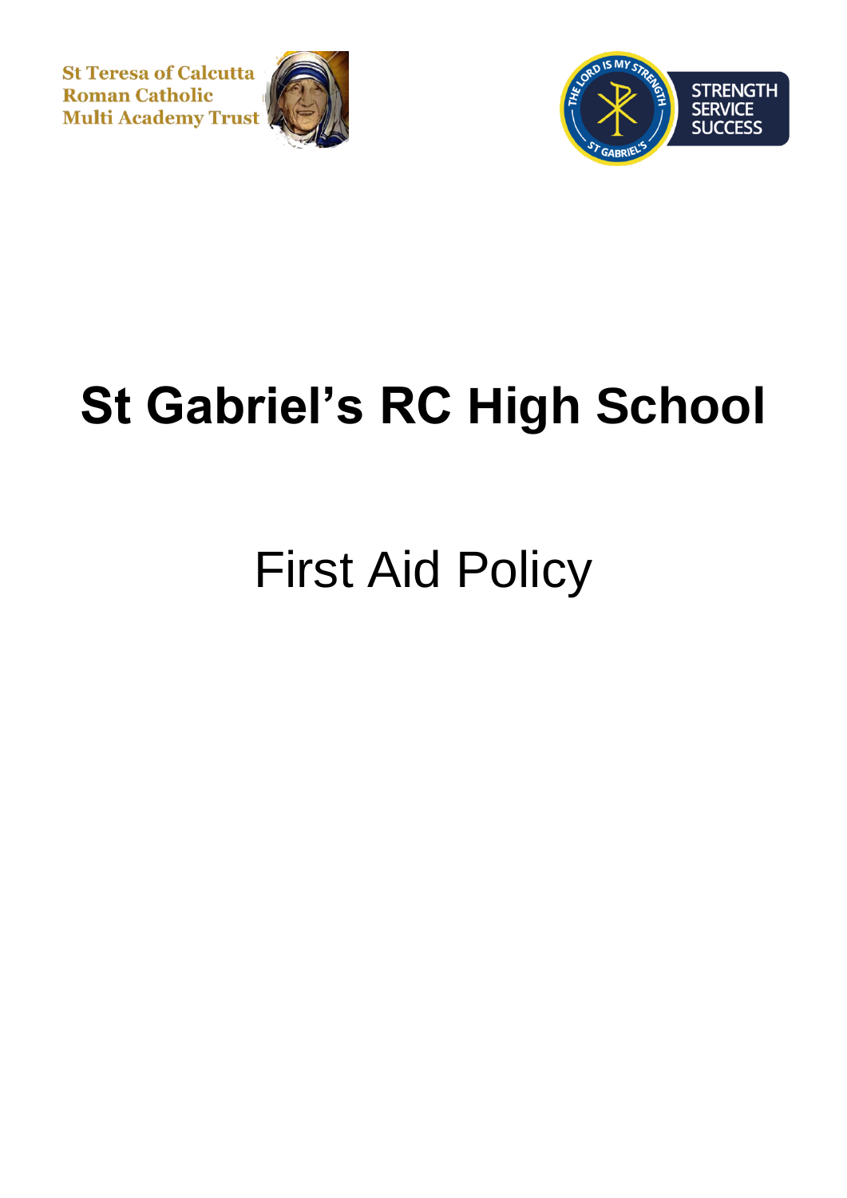St Teresa of Calcutta
Roman Catholic
Multi Academy Trust

THE LORD IS MY STRENGTH
ST GABRIEL'S

STRENGTH
SERVICE
SUCCESS

# St Gabriel's RC High School

## First Aid Policy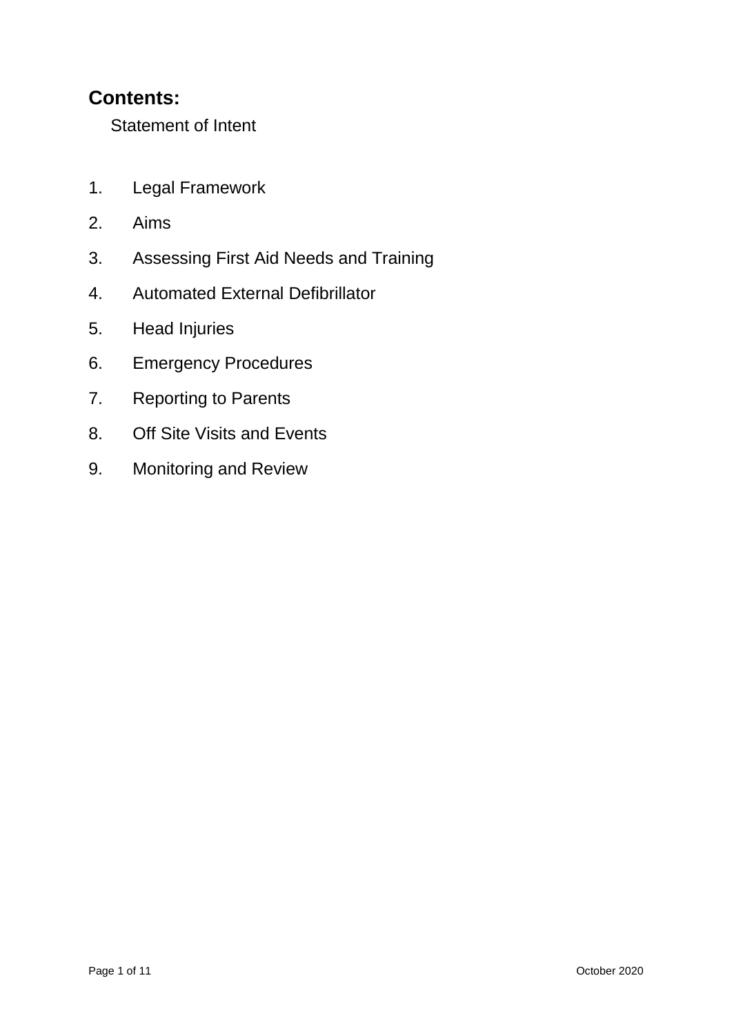## Contents:

Statement of Intent

1. Legal Framework
2. Aims
3. Assessing First Aid Needs and Training
4. Automated External Defibrillator
5. Head Injuries
6. Emergency Procedures
7. Reporting to Parents
8. Off Site Visits and Events
9. Monitoring and Review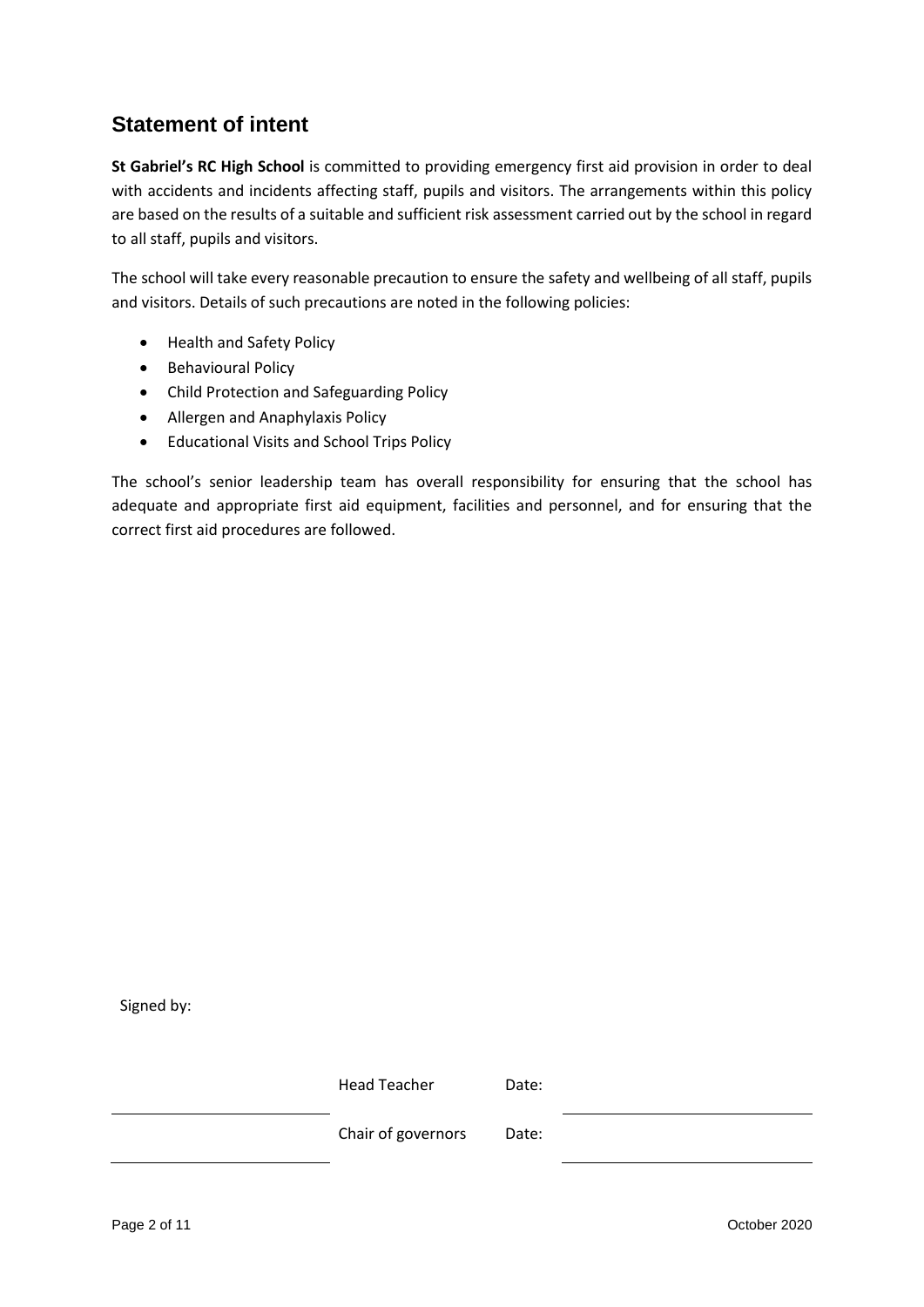## Statement of intent

**St Gabriel's RC High School** is committed to providing emergency first aid provision in order to deal with accidents and incidents affecting staff, pupils and visitors. The arrangements within this policy are based on the results of a suitable and sufficient risk assessment carried out by the school in regard to all staff, pupils and visitors.

The school will take every reasonable precaution to ensure the safety and wellbeing of all staff, pupils and visitors. Details of such precautions are noted in the following policies:

- Health and Safety Policy
- Behavioural Policy
- Child Protection and Safeguarding Policy
- Allergen and Anaphylaxis Policy
- Educational Visits and School Trips Policy

The school's senior leadership team has overall responsibility for ensuring that the school has adequate and appropriate first aid equipment, facilities and personnel, and for ensuring that the correct first aid procedures are followed.

Signed by:

| | | | |
|---|---|---|---|
| ______________________ | Head Teacher | Date: | ______________________ |
| ______________________ | Chair of governors | Date: | ______________________ |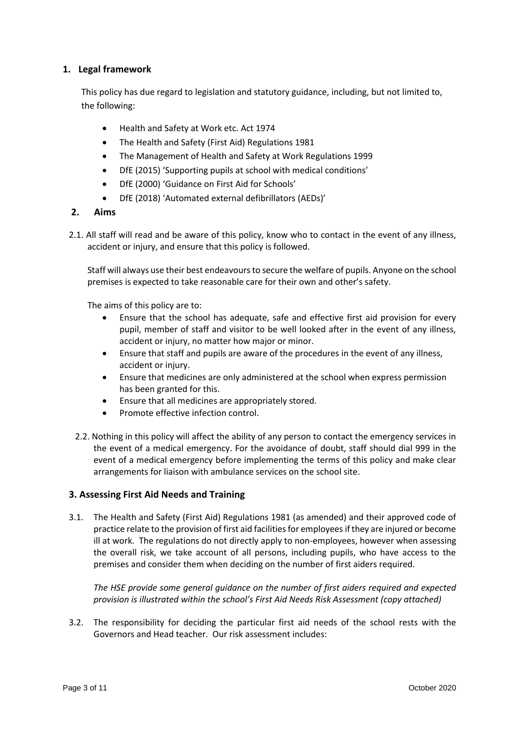## 1. Legal framework

This policy has due regard to legislation and statutory guidance, including, but not limited to, the following:

- Health and Safety at Work etc. Act 1974
- The Health and Safety (First Aid) Regulations 1981
- The Management of Health and Safety at Work Regulations 1999
- DfE (2015) 'Supporting pupils at school with medical conditions'
- DfE (2000) 'Guidance on First Aid for Schools'
- DfE (2018) 'Automated external defibrillators (AEDs)'

## 2. Aims

2.1. All staff will read and be aware of this policy, know who to contact in the event of any illness, accident or injury, and ensure that this policy is followed.

Staff will always use their best endeavours to secure the welfare of pupils. Anyone on the school premises is expected to take reasonable care for their own and other's safety.

The aims of this policy are to:

- Ensure that the school has adequate, safe and effective first aid provision for every pupil, member of staff and visitor to be well looked after in the event of any illness, accident or injury, no matter how major or minor.
- Ensure that staff and pupils are aware of the procedures in the event of any illness, accident or injury.
- Ensure that medicines are only administered at the school when express permission has been granted for this.
- Ensure that all medicines are appropriately stored.
- Promote effective infection control.

2.2. Nothing in this policy will affect the ability of any person to contact the emergency services in the event of a medical emergency. For the avoidance of doubt, staff should dial 999 in the event of a medical emergency before implementing the terms of this policy and make clear arrangements for liaison with ambulance services on the school site.

## 3. Assessing First Aid Needs and Training

3.1. The Health and Safety (First Aid) Regulations 1981 (as amended) and their approved code of practice relate to the provision of first aid facilities for employees if they are injured or become ill at work. The regulations do not directly apply to non-employees, however when assessing the overall risk, we take account of all persons, including pupils, who have access to the premises and consider them when deciding on the number of first aiders required.

*The HSE provide some general guidance on the number of first aiders required and expected provision is illustrated within the school's First Aid Needs Risk Assessment (copy attached)*

3.2. The responsibility for deciding the particular first aid needs of the school rests with the Governors and Head teacher. Our risk assessment includes: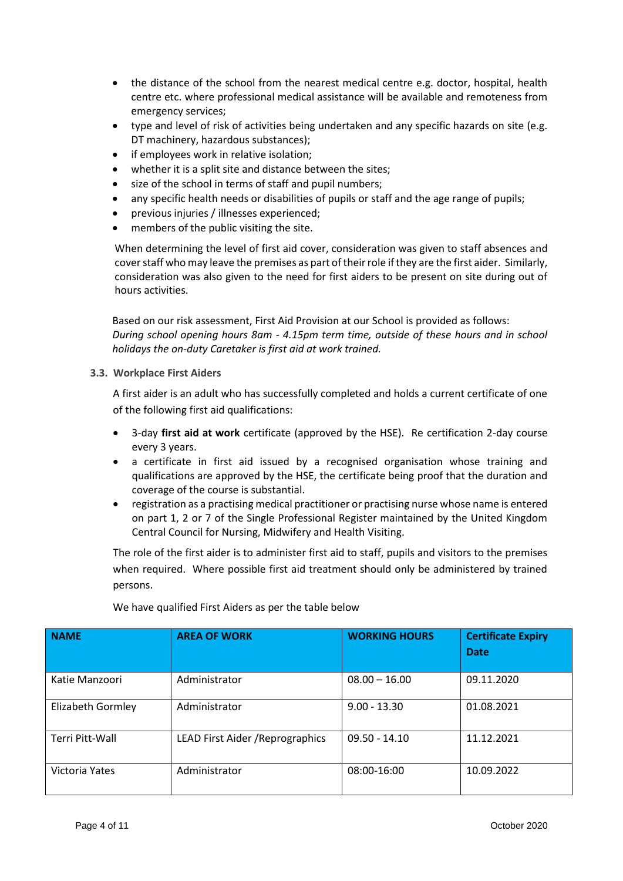- the distance of the school from the nearest medical centre e.g. doctor, hospital, health centre etc. where professional medical assistance will be available and remoteness from emergency services;
- type and level of risk of activities being undertaken and any specific hazards on site (e.g. DT machinery, hazardous substances);
- if employees work in relative isolation;
- whether it is a split site and distance between the sites;
- size of the school in terms of staff and pupil numbers;
- any specific health needs or disabilities of pupils or staff and the age range of pupils;
- previous injuries / illnesses experienced;
- members of the public visiting the site.

When determining the level of first aid cover, consideration was given to staff absences and cover staff who may leave the premises as part of their role if they are the first aider. Similarly, consideration was also given to the need for first aiders to be present on site during out of hours activities.

Based on our risk assessment, First Aid Provision at our School is provided as follows:
*During school opening hours 8am - 4.15pm term time, outside of these hours and in school holidays the on-duty Caretaker is first aid at work trained.*

### 3.3. Workplace First Aiders

A first aider is an adult who has successfully completed and holds a current certificate of one of the following first aid qualifications:

- 3-day **first aid at work** certificate (approved by the HSE). Re certification 2-day course every 3 years.
- a certificate in first aid issued by a recognised organisation whose training and qualifications are approved by the HSE, the certificate being proof that the duration and coverage of the course is substantial.
- registration as a practising medical practitioner or practising nurse whose name is entered on part 1, 2 or 7 of the Single Professional Register maintained by the United Kingdom Central Council for Nursing, Midwifery and Health Visiting.

The role of the first aider is to administer first aid to staff, pupils and visitors to the premises when required. Where possible first aid treatment should only be administered by trained persons.

We have qualified First Aiders as per the table below

| NAME | AREA OF WORK | WORKING HOURS | Certificate Expiry Date |
|---|---|---|---|
| Katie Manzoori | Administrator | 08.00 – 16.00 | 09.11.2020 |
| Elizabeth Gormley | Administrator | 9.00 - 13.30 | 01.08.2021 |
| Terri Pitt-Wall | LEAD First Aider /Reprographics | 09.50 - 14.10 | 11.12.2021 |
| Victoria Yates | Administrator | 08:00-16:00 | 10.09.2022 |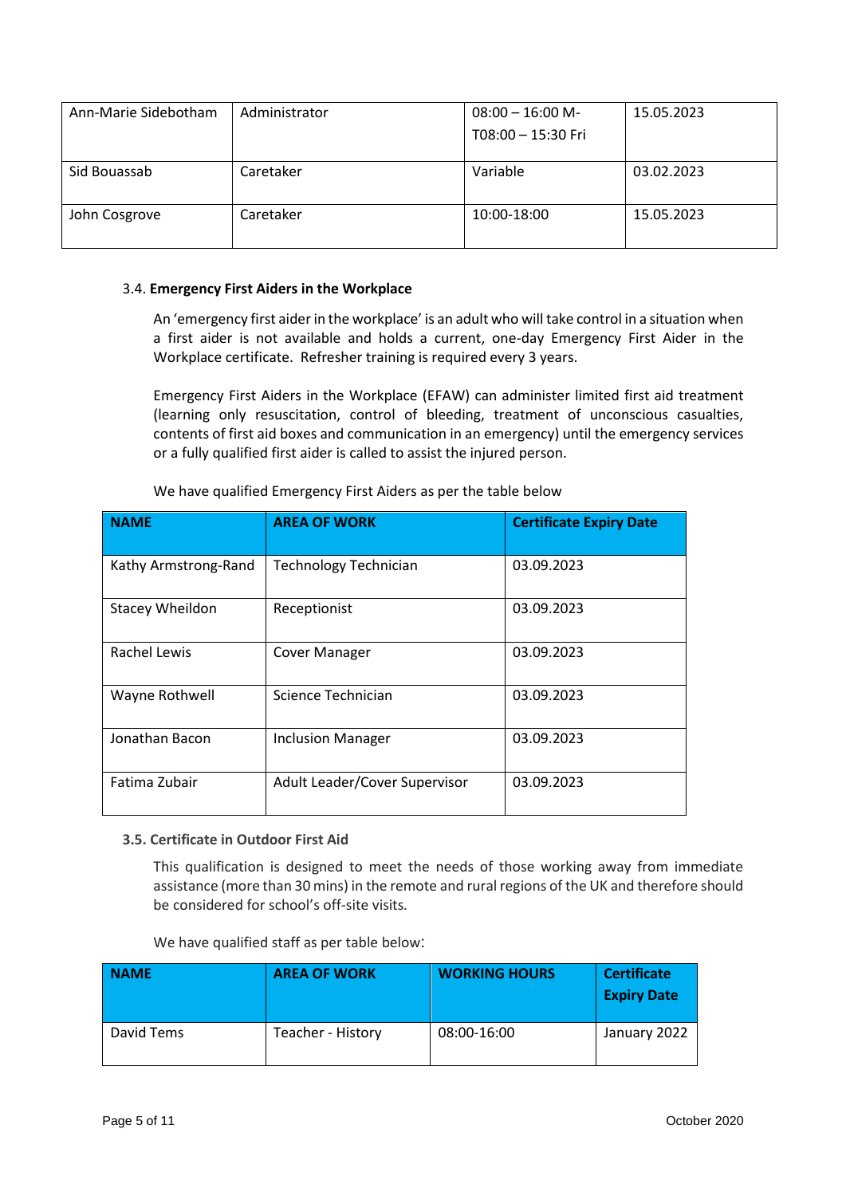| Ann-Marie Sidebotham | Administrator | 08:00 – 16:00 M-T08:00 – 15:30 Fri | 15.05.2023 |
|---|---|---|---|
| Sid Bouassab | Caretaker | Variable | 03.02.2023 |
| John Cosgrove | Caretaker | 10:00-18:00 | 15.05.2023 |

3.4. **Emergency First Aiders in the Workplace**

An 'emergency first aider in the workplace' is an adult who will take control in a situation when a first aider is not available and holds a current, one-day Emergency First Aider in the Workplace certificate. Refresher training is required every 3 years.

Emergency First Aiders in the Workplace (EFAW) can administer limited first aid treatment (learning only resuscitation, control of bleeding, treatment of unconscious casualties, contents of first aid boxes and communication in an emergency) until the emergency services or a fully qualified first aider is called to assist the injured person.

We have qualified Emergency First Aiders as per the table below

| NAME | AREA OF WORK | Certificate Expiry Date |
|---|---|---|
| Kathy Armstrong-Rand | Technology Technician | 03.09.2023 |
| Stacey Wheildon | Receptionist | 03.09.2023 |
| Rachel Lewis | Cover Manager | 03.09.2023 |
| Wayne Rothwell | Science Technician | 03.09.2023 |
| Jonathan Bacon | Inclusion Manager | 03.09.2023 |
| Fatima Zubair | Adult Leader/Cover Supervisor | 03.09.2023 |

**3.5. Certificate in Outdoor First Aid**

This qualification is designed to meet the needs of those working away from immediate assistance (more than 30 mins) in the remote and rural regions of the UK and therefore should be considered for school's off-site visits.

We have qualified staff as per table below:

| NAME | AREA OF WORK | WORKING HOURS | Certificate Expiry Date |
|---|---|---|---|
| David Tems | Teacher - History | 08:00-16:00 | January 2022 |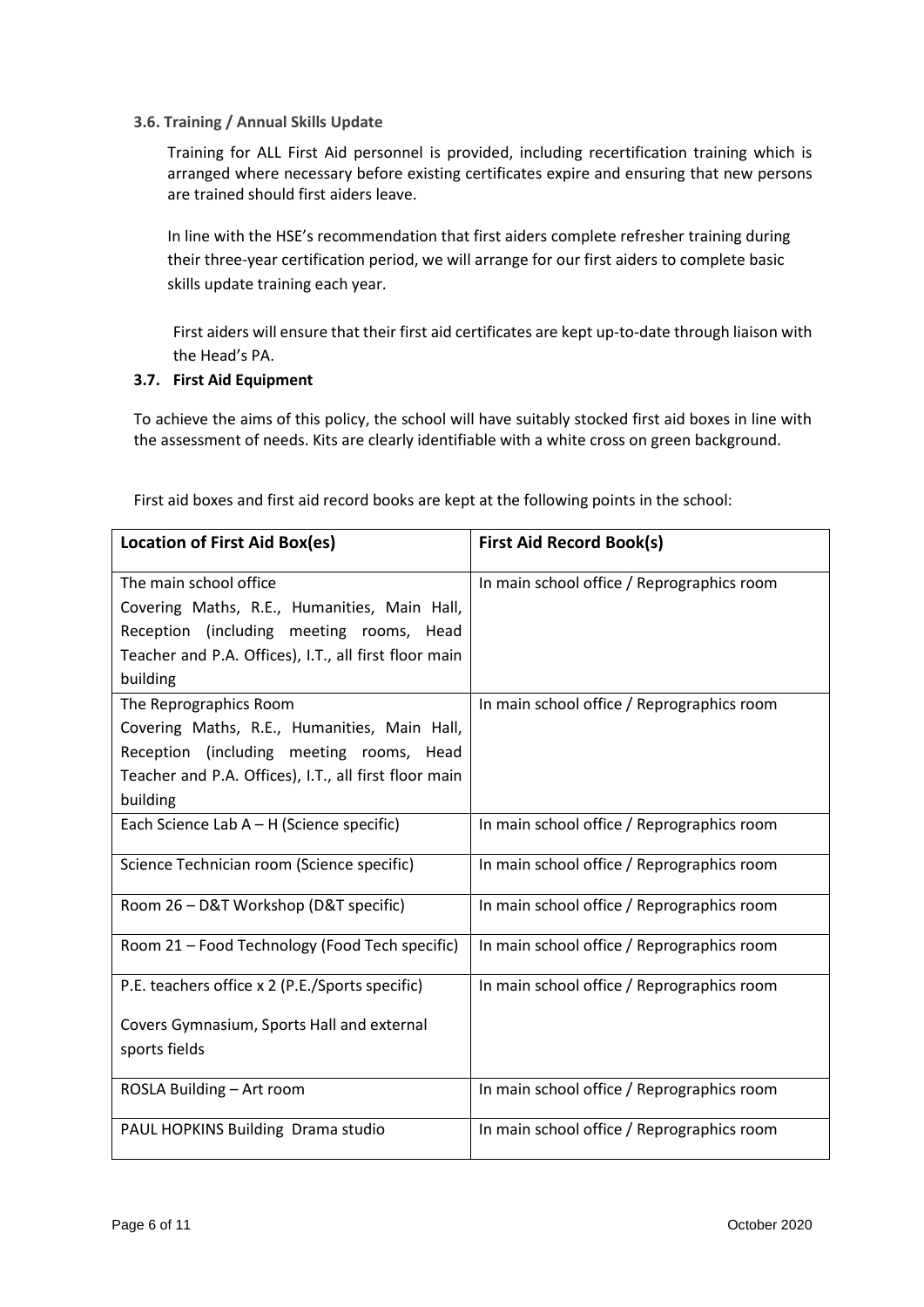### 3.6. Training / Annual Skills Update

Training for ALL First Aid personnel is provided, including recertification training which is arranged where necessary before existing certificates expire and ensuring that new persons are trained should first aiders leave.

In line with the HSE's recommendation that first aiders complete refresher training during their three-year certification period, we will arrange for our first aiders to complete basic skills update training each year.

First aiders will ensure that their first aid certificates are kept up-to-date through liaison with the Head's PA.

### 3.7. First Aid Equipment

To achieve the aims of this policy, the school will have suitably stocked first aid boxes in line with the assessment of needs. Kits are clearly identifiable with a white cross on green background.

First aid boxes and first aid record books are kept at the following points in the school:

| Location of First Aid Box(es) | First Aid Record Book(s) |
|---|---|
| The main school office<br>Covering Maths, R.E., Humanities, Main Hall, Reception (including meeting rooms, Head Teacher and P.A. Offices), I.T., all first floor main building | In main school office / Reprographics room |
| The Reprographics Room<br>Covering Maths, R.E., Humanities, Main Hall, Reception (including meeting rooms, Head Teacher and P.A. Offices), I.T., all first floor main building | In main school office / Reprographics room |
| Each Science Lab A – H (Science specific) | In main school office / Reprographics room |
| Science Technician room (Science specific) | In main school office / Reprographics room |
| Room 26 – D&T Workshop (D&T specific) | In main school office / Reprographics room |
| Room 21 – Food Technology (Food Tech specific) | In main school office / Reprographics room |
| P.E. teachers office x 2 (P.E./Sports specific)<br>Covers Gymnasium, Sports Hall and external sports fields | In main school office / Reprographics room |
| ROSLA Building – Art room | In main school office / Reprographics room |
| PAUL HOPKINS Building Drama studio | In main school office / Reprographics room |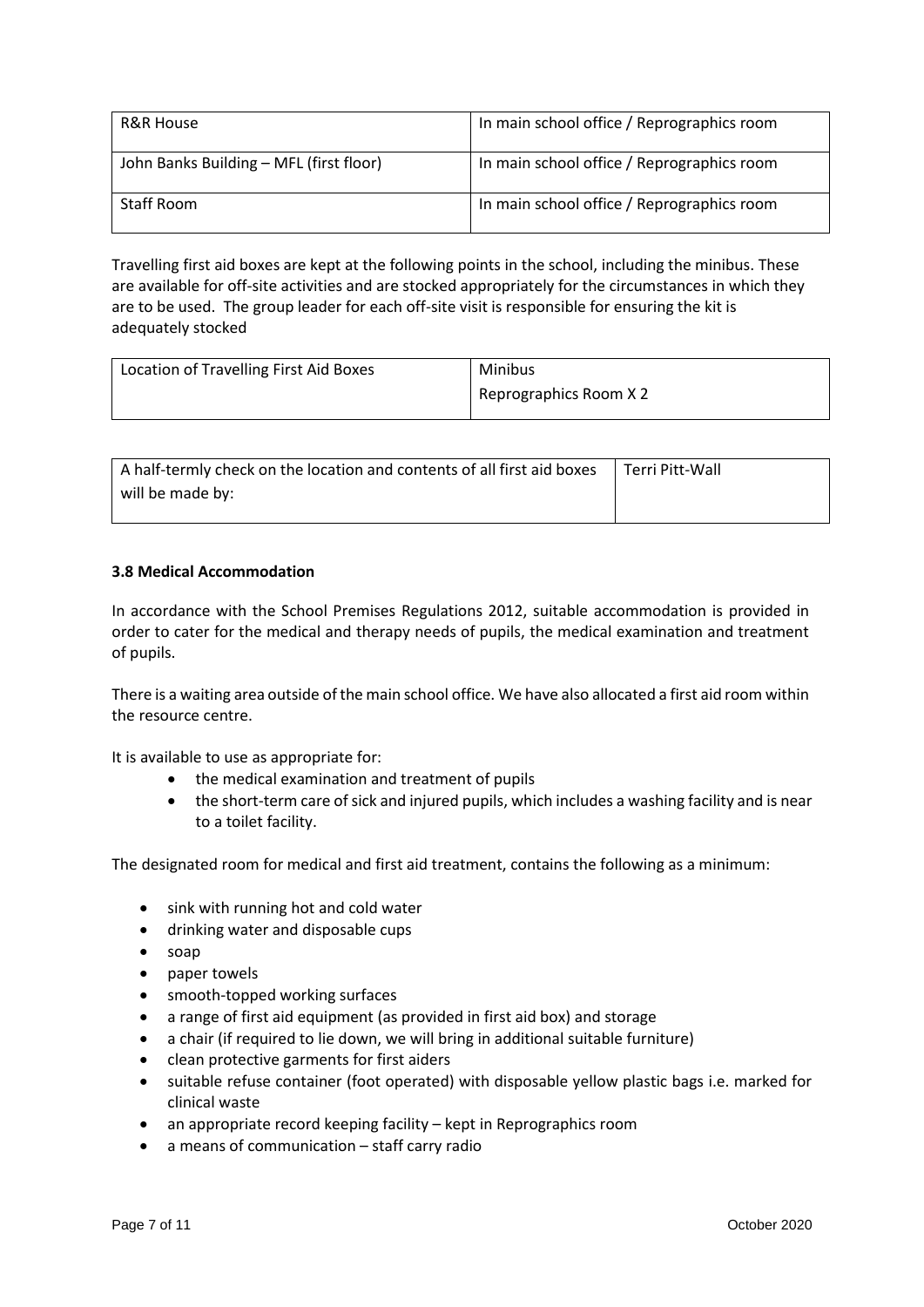| R&R House | In main school office / Reprographics room |
|---|---|
| John Banks Building – MFL (first floor) | In main school office / Reprographics room |
| Staff Room | In main school office / Reprographics room |

Travelling first aid boxes are kept at the following points in the school, including the minibus. These are available for off-site activities and are stocked appropriately for the circumstances in which they are to be used. The group leader for each off-site visit is responsible for ensuring the kit is adequately stocked

| Location of Travelling First Aid Boxes | Minibus<br>Reprographics Room X 2 |
|---|---|

| A half-termly check on the location and contents of all first aid boxes will be made by: | Terri Pitt-Wall |
|---|---|

**3.8 Medical Accommodation**

In accordance with the School Premises Regulations 2012, suitable accommodation is provided in order to cater for the medical and therapy needs of pupils, the medical examination and treatment of pupils.

There is a waiting area outside of the main school office. We have also allocated a first aid room within the resource centre.

It is available to use as appropriate for:

- the medical examination and treatment of pupils
- the short-term care of sick and injured pupils, which includes a washing facility and is near to a toilet facility.

The designated room for medical and first aid treatment, contains the following as a minimum:

- sink with running hot and cold water
- drinking water and disposable cups
- soap
- paper towels
- smooth-topped working surfaces
- a range of first aid equipment (as provided in first aid box) and storage
- a chair (if required to lie down, we will bring in additional suitable furniture)
- clean protective garments for first aiders
- suitable refuse container (foot operated) with disposable yellow plastic bags i.e. marked for clinical waste
- an appropriate record keeping facility – kept in Reprographics room
- a means of communication – staff carry radio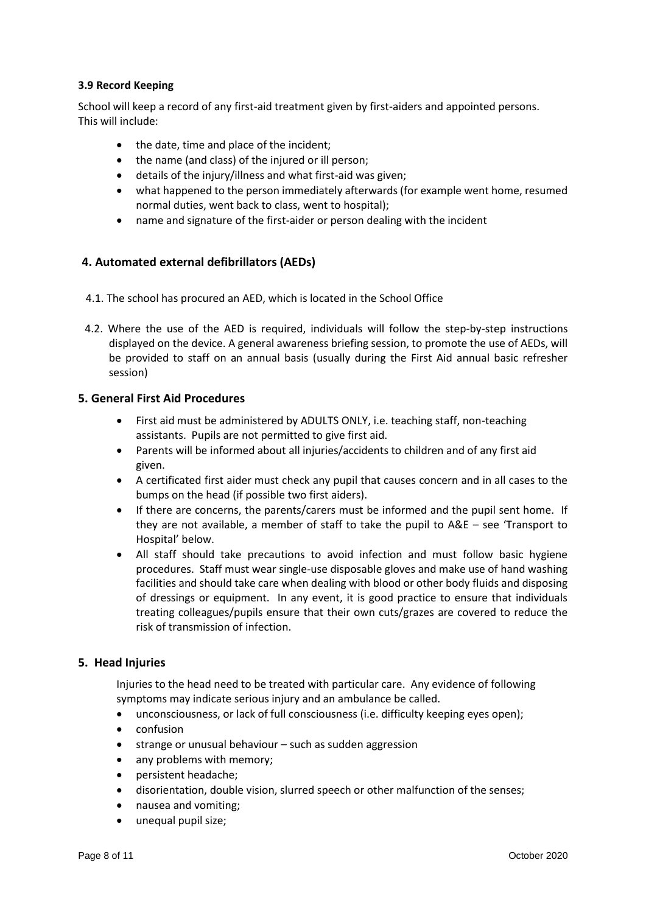### 3.9 Record Keeping

School will keep a record of any first-aid treatment given by first-aiders and appointed persons. This will include:

- the date, time and place of the incident;
- the name (and class) of the injured or ill person;
- details of the injury/illness and what first-aid was given;
- what happened to the person immediately afterwards (for example went home, resumed normal duties, went back to class, went to hospital);
- name and signature of the first-aider or person dealing with the incident

## 4. Automated external defibrillators (AEDs)

4.1. The school has procured an AED, which is located in the School Office

4.2. Where the use of the AED is required, individuals will follow the step-by-step instructions displayed on the device. A general awareness briefing session, to promote the use of AEDs, will be provided to staff on an annual basis (usually during the First Aid annual basic refresher session)

## 5. General First Aid Procedures

- First aid must be administered by ADULTS ONLY, i.e. teaching staff, non-teaching assistants. Pupils are not permitted to give first aid.
- Parents will be informed about all injuries/accidents to children and of any first aid given.
- A certificated first aider must check any pupil that causes concern and in all cases to the bumps on the head (if possible two first aiders).
- If there are concerns, the parents/carers must be informed and the pupil sent home. If they are not available, a member of staff to take the pupil to A&E – see 'Transport to Hospital' below.
- All staff should take precautions to avoid infection and must follow basic hygiene procedures. Staff must wear single-use disposable gloves and make use of hand washing facilities and should take care when dealing with blood or other body fluids and disposing of dressings or equipment. In any event, it is good practice to ensure that individuals treating colleagues/pupils ensure that their own cuts/grazes are covered to reduce the risk of transmission of infection.

## 5. Head Injuries

Injuries to the head need to be treated with particular care. Any evidence of following symptoms may indicate serious injury and an ambulance be called.

- unconsciousness, or lack of full consciousness (i.e. difficulty keeping eyes open);
- confusion
- strange or unusual behaviour – such as sudden aggression
- any problems with memory;
- persistent headache;
- disorientation, double vision, slurred speech or other malfunction of the senses;
- nausea and vomiting;
- unequal pupil size;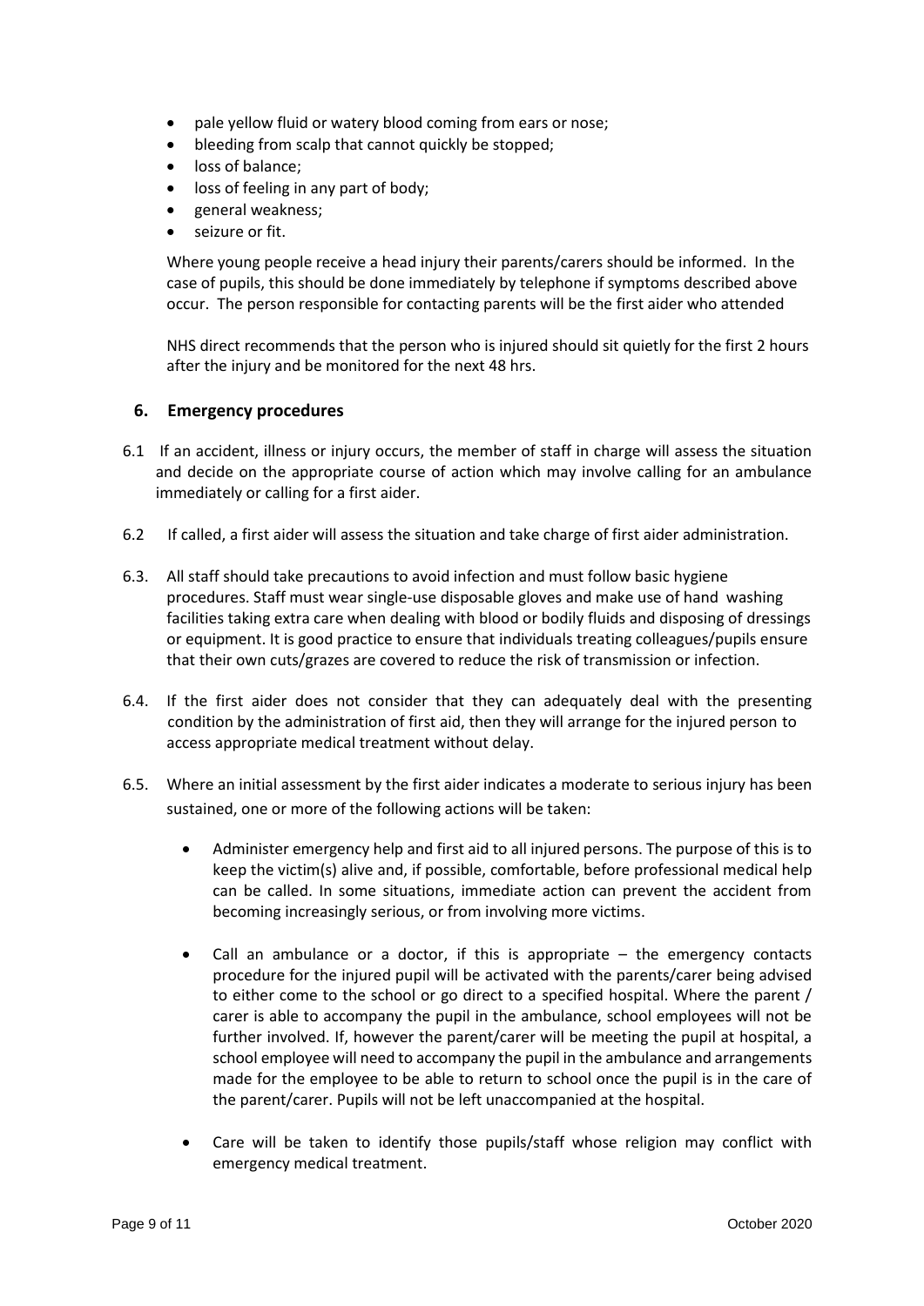- pale yellow fluid or watery blood coming from ears or nose;
- bleeding from scalp that cannot quickly be stopped;
- loss of balance;
- loss of feeling in any part of body;
- general weakness;
- seizure or fit.

Where young people receive a head injury their parents/carers should be informed. In the case of pupils, this should be done immediately by telephone if symptoms described above occur. The person responsible for contacting parents will be the first aider who attended

NHS direct recommends that the person who is injured should sit quietly for the first 2 hours after the injury and be monitored for the next 48 hrs.

## 6. Emergency procedures

6.1 If an accident, illness or injury occurs, the member of staff in charge will assess the situation and decide on the appropriate course of action which may involve calling for an ambulance immediately or calling for a first aider.

6.2 If called, a first aider will assess the situation and take charge of first aider administration.

6.3. All staff should take precautions to avoid infection and must follow basic hygiene procedures. Staff must wear single-use disposable gloves and make use of hand washing facilities taking extra care when dealing with blood or bodily fluids and disposing of dressings or equipment. It is good practice to ensure that individuals treating colleagues/pupils ensure that their own cuts/grazes are covered to reduce the risk of transmission or infection.

6.4. If the first aider does not consider that they can adequately deal with the presenting condition by the administration of first aid, then they will arrange for the injured person to access appropriate medical treatment without delay.

6.5. Where an initial assessment by the first aider indicates a moderate to serious injury has been sustained, one or more of the following actions will be taken:

- Administer emergency help and first aid to all injured persons. The purpose of this is to keep the victim(s) alive and, if possible, comfortable, before professional medical help can be called. In some situations, immediate action can prevent the accident from becoming increasingly serious, or from involving more victims.

- Call an ambulance or a doctor, if this is appropriate – the emergency contacts procedure for the injured pupil will be activated with the parents/carer being advised to either come to the school or go direct to a specified hospital. Where the parent / carer is able to accompany the pupil in the ambulance, school employees will not be further involved. If, however the parent/carer will be meeting the pupil at hospital, a school employee will need to accompany the pupil in the ambulance and arrangements made for the employee to be able to return to school once the pupil is in the care of the parent/carer. Pupils will not be left unaccompanied at the hospital.

- Care will be taken to identify those pupils/staff whose religion may conflict with emergency medical treatment.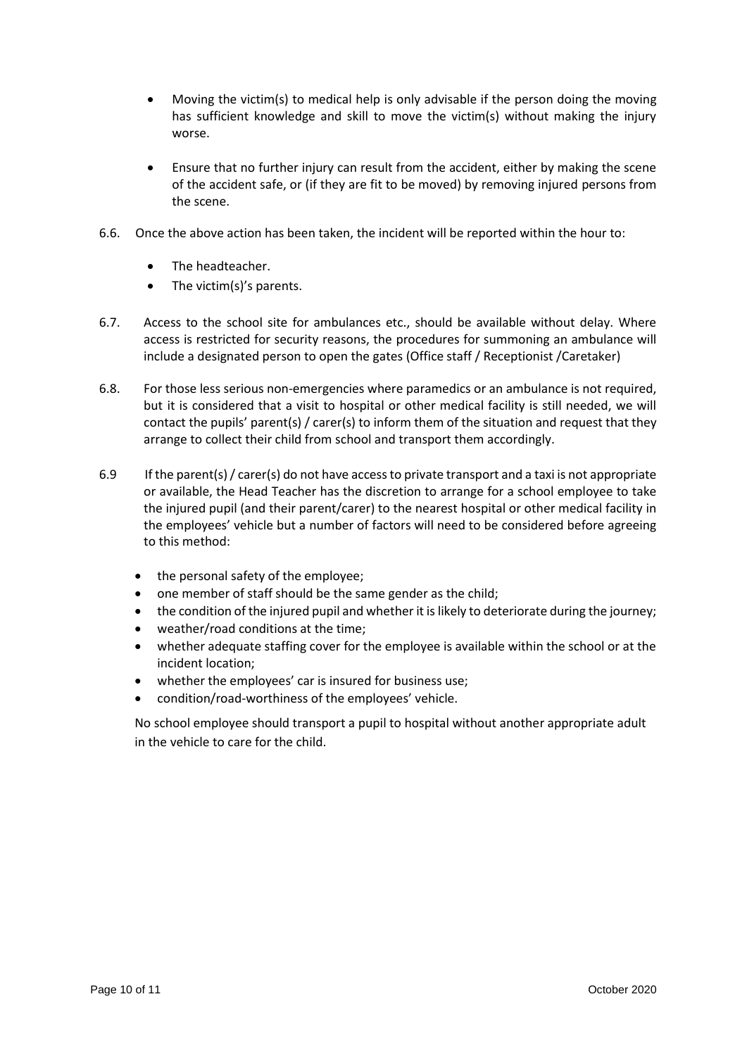- Moving the victim(s) to medical help is only advisable if the person doing the moving has sufficient knowledge and skill to move the victim(s) without making the injury worse.

- Ensure that no further injury can result from the accident, either by making the scene of the accident safe, or (if they are fit to be moved) by removing injured persons from the scene.

6.6. Once the above action has been taken, the incident will be reported within the hour to:

- The headteacher.
- The victim(s)'s parents.

6.7. Access to the school site for ambulances etc., should be available without delay. Where access is restricted for security reasons, the procedures for summoning an ambulance will include a designated person to open the gates (Office staff / Receptionist /Caretaker)

6.8. For those less serious non-emergencies where paramedics or an ambulance is not required, but it is considered that a visit to hospital or other medical facility is still needed, we will contact the pupils' parent(s) / carer(s) to inform them of the situation and request that they arrange to collect their child from school and transport them accordingly.

6.9 If the parent(s) / carer(s) do not have access to private transport and a taxi is not appropriate or available, the Head Teacher has the discretion to arrange for a school employee to take the injured pupil (and their parent/carer) to the nearest hospital or other medical facility in the employees' vehicle but a number of factors will need to be considered before agreeing to this method:

- the personal safety of the employee;
- one member of staff should be the same gender as the child;
- the condition of the injured pupil and whether it is likely to deteriorate during the journey;
- weather/road conditions at the time;
- whether adequate staffing cover for the employee is available within the school or at the incident location;
- whether the employees' car is insured for business use;
- condition/road-worthiness of the employees' vehicle.

No school employee should transport a pupil to hospital without another appropriate adult in the vehicle to care for the child.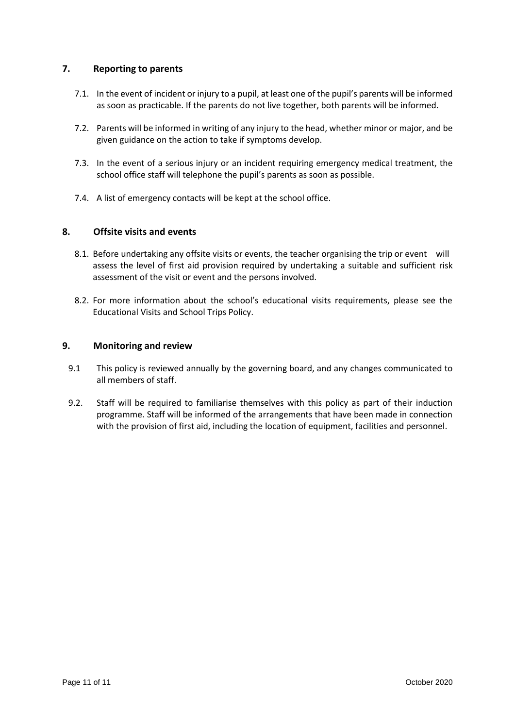## 7. Reporting to parents

7.1. In the event of incident or injury to a pupil, at least one of the pupil's parents will be informed as soon as practicable. If the parents do not live together, both parents will be informed.

7.2. Parents will be informed in writing of any injury to the head, whether minor or major, and be given guidance on the action to take if symptoms develop.

7.3. In the event of a serious injury or an incident requiring emergency medical treatment, the school office staff will telephone the pupil's parents as soon as possible.

7.4. A list of emergency contacts will be kept at the school office.

## 8. Offsite visits and events

8.1. Before undertaking any offsite visits or events, the teacher organising the trip or event will assess the level of first aid provision required by undertaking a suitable and sufficient risk assessment of the visit or event and the persons involved.

8.2. For more information about the school's educational visits requirements, please see the Educational Visits and School Trips Policy.

## 9. Monitoring and review

9.1 This policy is reviewed annually by the governing board, and any changes communicated to all members of staff.

9.2. Staff will be required to familiarise themselves with this policy as part of their induction programme. Staff will be informed of the arrangements that have been made in connection with the provision of first aid, including the location of equipment, facilities and personnel.